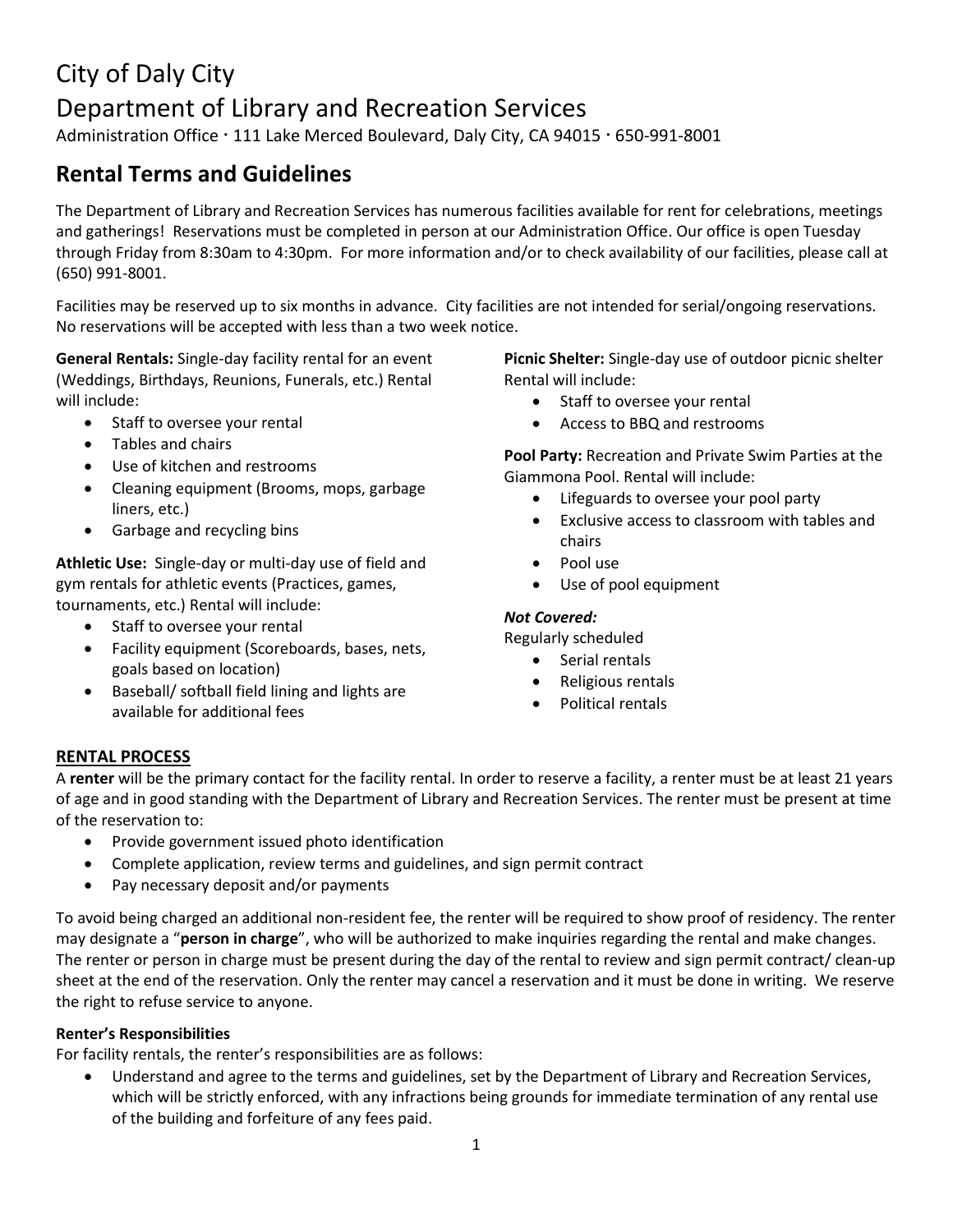# City of Daly City

# Department of Library and Recreation Services

Administration Office · 111 Lake Merced Boulevard, Daly City, CA 94015 · 650-991-8001

## Rental Terms and Guidelines

The Department of Library and Recreation Services has numerous facilities available for rent for celebrations, meetings and gatherings! Reservations must be completed in person at our Administration Office. Our office is open Tuesday through Friday from 8:30am to 4:30pm. For more information and/or to check availability of our facilities, please call at (650) 991-8001.

Facilities may be reserved up to six months in advance. City facilities are not intended for serial/ongoing reservations. No reservations will be accepted with less than a two week notice.

**General Rentals:** Single-day facility rental for an event (Weddings, Birthdays, Reunions, Funerals, etc.) Rental will include:

- Staff to oversee your rental
- Tables and chairs
- Use of kitchen and restrooms
- Cleaning equipment (Brooms, mops, garbage liners, etc.)
- Garbage and recycling bins

**Athletic Use:** Single-day or multi-day use of field and gym rentals for athletic events (Practices, games, tournaments, etc.) Rental will include:

- Staff to oversee your rental
- Facility equipment (Scoreboards, bases, nets, goals based on location)
- Baseball/ softball field lining and lights are available for additional fees

**Picnic Shelter:** Single-day use of outdoor picnic shelter Rental will include:

- Staff to oversee your rental
- Access to BBQ and restrooms

**Pool Party:** Recreation and Private Swim Parties at the Giammona Pool. Rental will include:

- Lifeguards to oversee your pool party
- Exclusive access to classroom with tables and chairs
- Pool use
- Use of pool equipment

***Not Covered:***

Regularly scheduled

- Serial rentals
- Religious rentals
- Political rentals

### RENTAL PROCESS

A **renter** will be the primary contact for the facility rental. In order to reserve a facility, a renter must be at least 21 years of age and in good standing with the Department of Library and Recreation Services. The renter must be present at time of the reservation to:

- Provide government issued photo identification
- Complete application, review terms and guidelines, and sign permit contract
- Pay necessary deposit and/or payments

To avoid being charged an additional non-resident fee, the renter will be required to show proof of residency. The renter may designate a "**person in charge**", who will be authorized to make inquiries regarding the rental and make changes. The renter or person in charge must be present during the day of the rental to review and sign permit contract/ clean-up sheet at the end of the reservation. Only the renter may cancel a reservation and it must be done in writing. We reserve the right to refuse service to anyone.

#### Renter's Responsibilities

For facility rentals, the renter's responsibilities are as follows:

- Understand and agree to the terms and guidelines, set by the Department of Library and Recreation Services, which will be strictly enforced, with any infractions being grounds for immediate termination of any rental use of the building and forfeiture of any fees paid.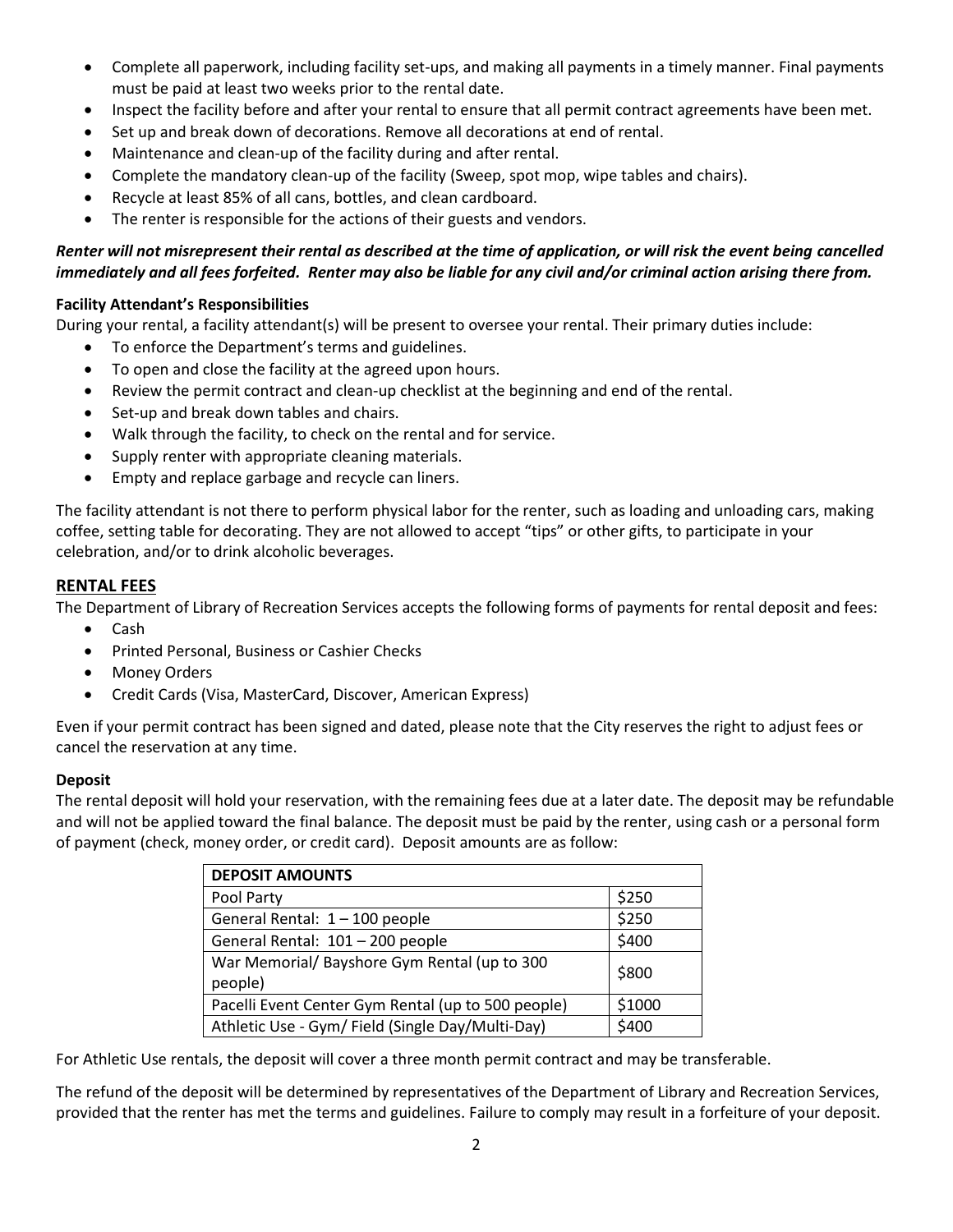- Complete all paperwork, including facility set-ups, and making all payments in a timely manner. Final payments must be paid at least two weeks prior to the rental date.
- Inspect the facility before and after your rental to ensure that all permit contract agreements have been met.
- Set up and break down of decorations. Remove all decorations at end of rental.
- Maintenance and clean-up of the facility during and after rental.
- Complete the mandatory clean-up of the facility (Sweep, spot mop, wipe tables and chairs).
- Recycle at least 85% of all cans, bottles, and clean cardboard.
- The renter is responsible for the actions of their guests and vendors.

***Renter will not misrepresent their rental as described at the time of application, or will risk the event being cancelled immediately and all fees forfeited. Renter may also be liable for any civil and/or criminal action arising there from.***

**Facility Attendant's Responsibilities**

During your rental, a facility attendant(s) will be present to oversee your rental. Their primary duties include:

- To enforce the Department's terms and guidelines.
- To open and close the facility at the agreed upon hours.
- Review the permit contract and clean-up checklist at the beginning and end of the rental.
- Set-up and break down tables and chairs.
- Walk through the facility, to check on the rental and for service.
- Supply renter with appropriate cleaning materials.
- Empty and replace garbage and recycle can liners.

The facility attendant is not there to perform physical labor for the renter, such as loading and unloading cars, making coffee, setting table for decorating. They are not allowed to accept "tips" or other gifts, to participate in your celebration, and/or to drink alcoholic beverages.

## RENTAL FEES

The Department of Library of Recreation Services accepts the following forms of payments for rental deposit and fees:

- Cash
- Printed Personal, Business or Cashier Checks
- Money Orders
- Credit Cards (Visa, MasterCard, Discover, American Express)

Even if your permit contract has been signed and dated, please note that the City reserves the right to adjust fees or cancel the reservation at any time.

**Deposit**

The rental deposit will hold your reservation, with the remaining fees due at a later date. The deposit may be refundable and will not be applied toward the final balance. The deposit must be paid by the renter, using cash or a personal form of payment (check, money order, or credit card). Deposit amounts are as follow:

| DEPOSIT AMOUNTS | |
|---|---|
| Pool Party | $250 |
| General Rental: 1 – 100 people | $250 |
| General Rental: 101 – 200 people | $400 |
| War Memorial/ Bayshore Gym Rental (up to 300 people) | $800 |
| Pacelli Event Center Gym Rental (up to 500 people) | $1000 |
| Athletic Use - Gym/ Field (Single Day/Multi-Day) | $400 |

For Athletic Use rentals, the deposit will cover a three month permit contract and may be transferable.

The refund of the deposit will be determined by representatives of the Department of Library and Recreation Services, provided that the renter has met the terms and guidelines. Failure to comply may result in a forfeiture of your deposit.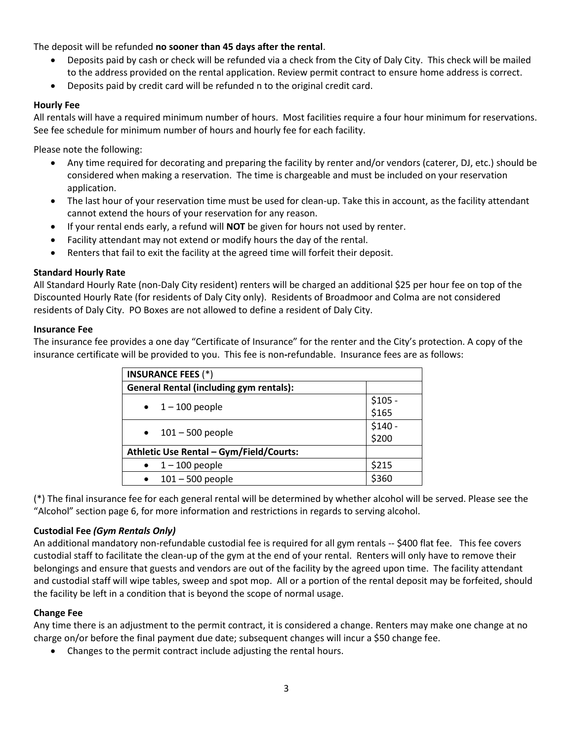The deposit will be refunded **no sooner than 45 days after the rental**.

- Deposits paid by cash or check will be refunded via a check from the City of Daly City. This check will be mailed to the address provided on the rental application. Review permit contract to ensure home address is correct.
- Deposits paid by credit card will be refunded n to the original credit card.

**Hourly Fee**

All rentals will have a required minimum number of hours. Most facilities require a four hour minimum for reservations. See fee schedule for minimum number of hours and hourly fee for each facility.

Please note the following:

- Any time required for decorating and preparing the facility by renter and/or vendors (caterer, DJ, etc.) should be considered when making a reservation. The time is chargeable and must be included on your reservation application.
- The last hour of your reservation time must be used for clean-up. Take this in account, as the facility attendant cannot extend the hours of your reservation for any reason.
- If your rental ends early, a refund will **NOT** be given for hours not used by renter.
- Facility attendant may not extend or modify hours the day of the rental.
- Renters that fail to exit the facility at the agreed time will forfeit their deposit.

**Standard Hourly Rate**

All Standard Hourly Rate (non-Daly City resident) renters will be charged an additional $25 per hour fee on top of the Discounted Hourly Rate (for residents of Daly City only). Residents of Broadmoor and Colma are not considered residents of Daly City. PO Boxes are not allowed to define a resident of Daly City.

**Insurance Fee**

The insurance fee provides a one day "Certificate of Insurance" for the renter and the City's protection. A copy of the insurance certificate will be provided to you. This fee is non-refundable. Insurance fees are as follows:

| **INSURANCE FEES** (*) | |
|---|---|
| **General Rental (including gym rentals):** | |
| • 1 – 100 people | $105 - $165 |
| • 101 – 500 people | $140 - $200 |
| **Athletic Use Rental – Gym/Field/Courts:** | |
| • 1 – 100 people | $215 |
| • 101 – 500 people | $360 |

(*) The final insurance fee for each general rental will be determined by whether alcohol will be served. Please see the "Alcohol" section page 6, for more information and restrictions in regards to serving alcohol.

**Custodial Fee** ***(Gym Rentals Only)***

An additional mandatory non-refundable custodial fee is required for all gym rentals -- $400 flat fee. This fee covers custodial staff to facilitate the clean-up of the gym at the end of your rental. Renters will only have to remove their belongings and ensure that guests and vendors are out of the facility by the agreed upon time. The facility attendant and custodial staff will wipe tables, sweep and spot mop. All or a portion of the rental deposit may be forfeited, should the facility be left in a condition that is beyond the scope of normal usage.

**Change Fee**

Any time there is an adjustment to the permit contract, it is considered a change. Renters may make one change at no charge on/or before the final payment due date; subsequent changes will incur a $50 change fee.

- Changes to the permit contract include adjusting the rental hours.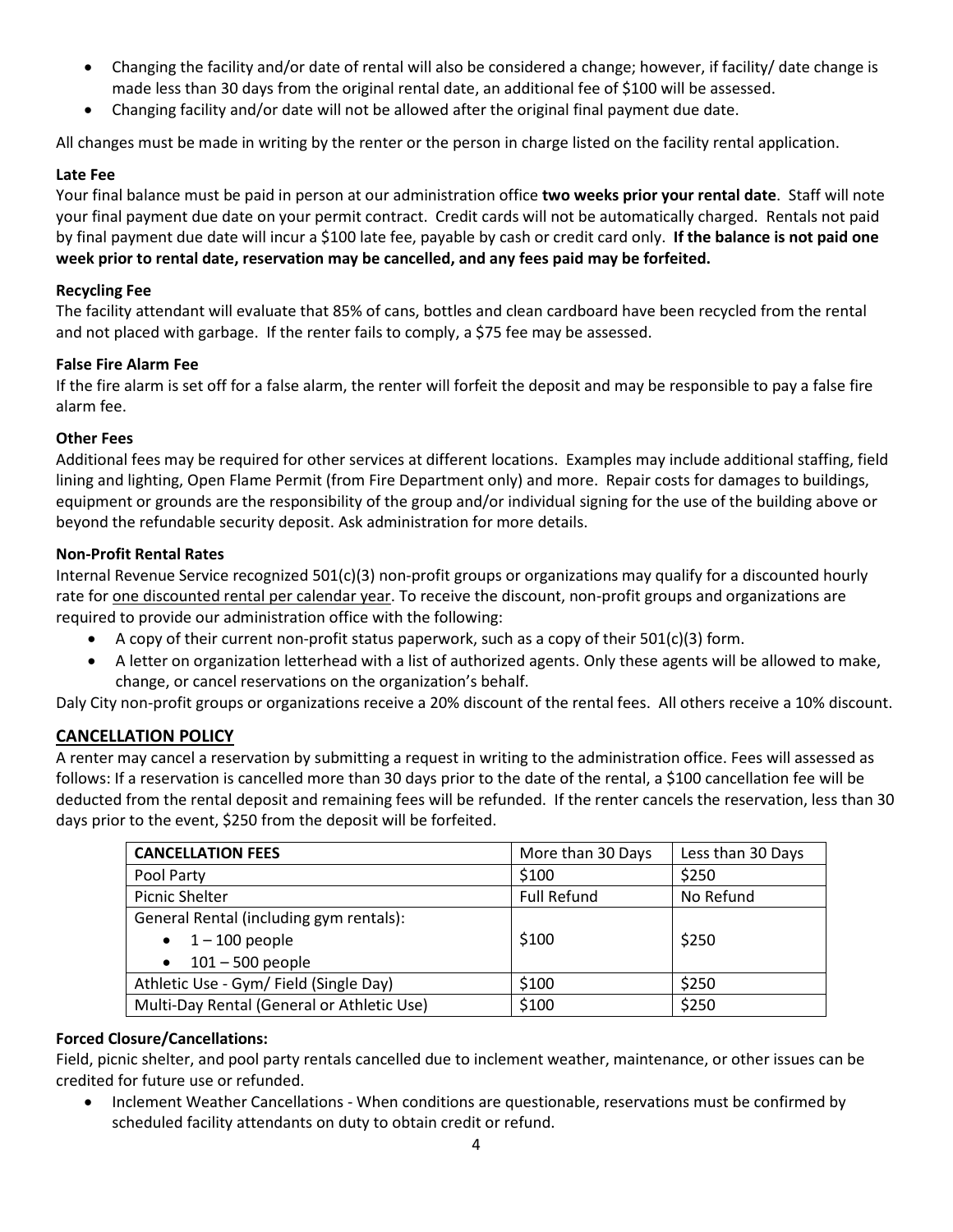- Changing the facility and/or date of rental will also be considered a change; however, if facility/ date change is made less than 30 days from the original rental date, an additional fee of $100 will be assessed.
- Changing facility and/or date will not be allowed after the original final payment due date.

All changes must be made in writing by the renter or the person in charge listed on the facility rental application.

**Late Fee**

Your final balance must be paid in person at our administration office **two weeks prior your rental date**. Staff will note your final payment due date on your permit contract. Credit cards will not be automatically charged. Rentals not paid by final payment due date will incur a $100 late fee, payable by cash or credit card only. **If the balance is not paid one week prior to rental date, reservation may be cancelled, and any fees paid may be forfeited.**

**Recycling Fee**

The facility attendant will evaluate that 85% of cans, bottles and clean cardboard have been recycled from the rental and not placed with garbage. If the renter fails to comply, a $75 fee may be assessed.

**False Fire Alarm Fee**

If the fire alarm is set off for a false alarm, the renter will forfeit the deposit and may be responsible to pay a false fire alarm fee.

**Other Fees**

Additional fees may be required for other services at different locations. Examples may include additional staffing, field lining and lighting, Open Flame Permit (from Fire Department only) and more. Repair costs for damages to buildings, equipment or grounds are the responsibility of the group and/or individual signing for the use of the building above or beyond the refundable security deposit. Ask administration for more details.

**Non-Profit Rental Rates**

Internal Revenue Service recognized 501(c)(3) non-profit groups or organizations may qualify for a discounted hourly rate for <u>one discounted rental per calendar year</u>. To receive the discount, non-profit groups and organizations are required to provide our administration office with the following:

- A copy of their current non-profit status paperwork, such as a copy of their 501(c)(3) form.
- A letter on organization letterhead with a list of authorized agents. Only these agents will be allowed to make, change, or cancel reservations on the organization's behalf.

Daly City non-profit groups or organizations receive a 20% discount of the rental fees. All others receive a 10% discount.

## CANCELLATION POLICY

A renter may cancel a reservation by submitting a request in writing to the administration office. Fees will assessed as follows: If a reservation is cancelled more than 30 days prior to the date of the rental, a $100 cancellation fee will be deducted from the rental deposit and remaining fees will be refunded. If the renter cancels the reservation, less than 30 days prior to the event, $250 from the deposit will be forfeited.

| **CANCELLATION FEES** | More than 30 Days | Less than 30 Days |
|---|---|---|
| Pool Party | $100 | $250 |
| Picnic Shelter | Full Refund | No Refund |
| General Rental (including gym rentals):<br>• 1 – 100 people<br>• 101 – 500 people | $100 | $250 |
| Athletic Use - Gym/ Field (Single Day) | $100 | $250 |
| Multi-Day Rental (General or Athletic Use) | $100 | $250 |

**Forced Closure/Cancellations:**

Field, picnic shelter, and pool party rentals cancelled due to inclement weather, maintenance, or other issues can be credited for future use or refunded.

- Inclement Weather Cancellations - When conditions are questionable, reservations must be confirmed by scheduled facility attendants on duty to obtain credit or refund.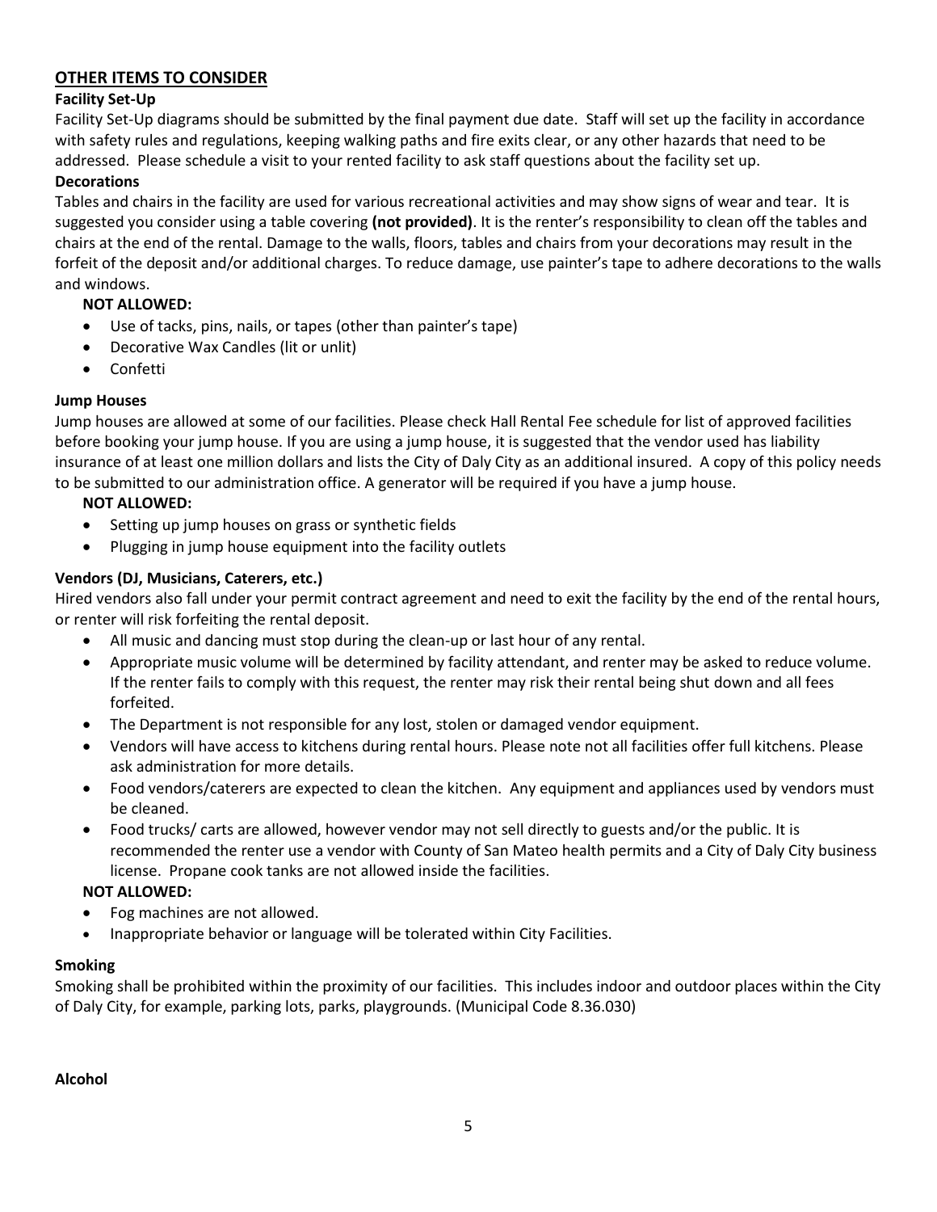## OTHER ITEMS TO CONSIDER

**Facility Set-Up**

Facility Set-Up diagrams should be submitted by the final payment due date. Staff will set up the facility in accordance with safety rules and regulations, keeping walking paths and fire exits clear, or any other hazards that need to be addressed. Please schedule a visit to your rented facility to ask staff questions about the facility set up.

**Decorations**

Tables and chairs in the facility are used for various recreational activities and may show signs of wear and tear. It is suggested you consider using a table covering **(not provided)**. It is the renter's responsibility to clean off the tables and chairs at the end of the rental. Damage to the walls, floors, tables and chairs from your decorations may result in the forfeit of the deposit and/or additional charges. To reduce damage, use painter's tape to adhere decorations to the walls and windows.

**NOT ALLOWED:**

- Use of tacks, pins, nails, or tapes (other than painter's tape)
- Decorative Wax Candles (lit or unlit)
- Confetti

**Jump Houses**

Jump houses are allowed at some of our facilities. Please check Hall Rental Fee schedule for list of approved facilities before booking your jump house. If you are using a jump house, it is suggested that the vendor used has liability insurance of at least one million dollars and lists the City of Daly City as an additional insured. A copy of this policy needs to be submitted to our administration office. A generator will be required if you have a jump house.

**NOT ALLOWED:**

- Setting up jump houses on grass or synthetic fields
- Plugging in jump house equipment into the facility outlets

**Vendors (DJ, Musicians, Caterers, etc.)**

Hired vendors also fall under your permit contract agreement and need to exit the facility by the end of the rental hours, or renter will risk forfeiting the rental deposit.

- All music and dancing must stop during the clean-up or last hour of any rental.
- Appropriate music volume will be determined by facility attendant, and renter may be asked to reduce volume. If the renter fails to comply with this request, the renter may risk their rental being shut down and all fees forfeited.
- The Department is not responsible for any lost, stolen or damaged vendor equipment.
- Vendors will have access to kitchens during rental hours. Please note not all facilities offer full kitchens. Please ask administration for more details.
- Food vendors/caterers are expected to clean the kitchen. Any equipment and appliances used by vendors must be cleaned.
- Food trucks/ carts are allowed, however vendor may not sell directly to guests and/or the public. It is recommended the renter use a vendor with County of San Mateo health permits and a City of Daly City business license. Propane cook tanks are not allowed inside the facilities.

**NOT ALLOWED:**

- Fog machines are not allowed.
- Inappropriate behavior or language will be tolerated within City Facilities.

**Smoking**

Smoking shall be prohibited within the proximity of our facilities. This includes indoor and outdoor places within the City of Daly City, for example, parking lots, parks, playgrounds. (Municipal Code 8.36.030)

**Alcohol**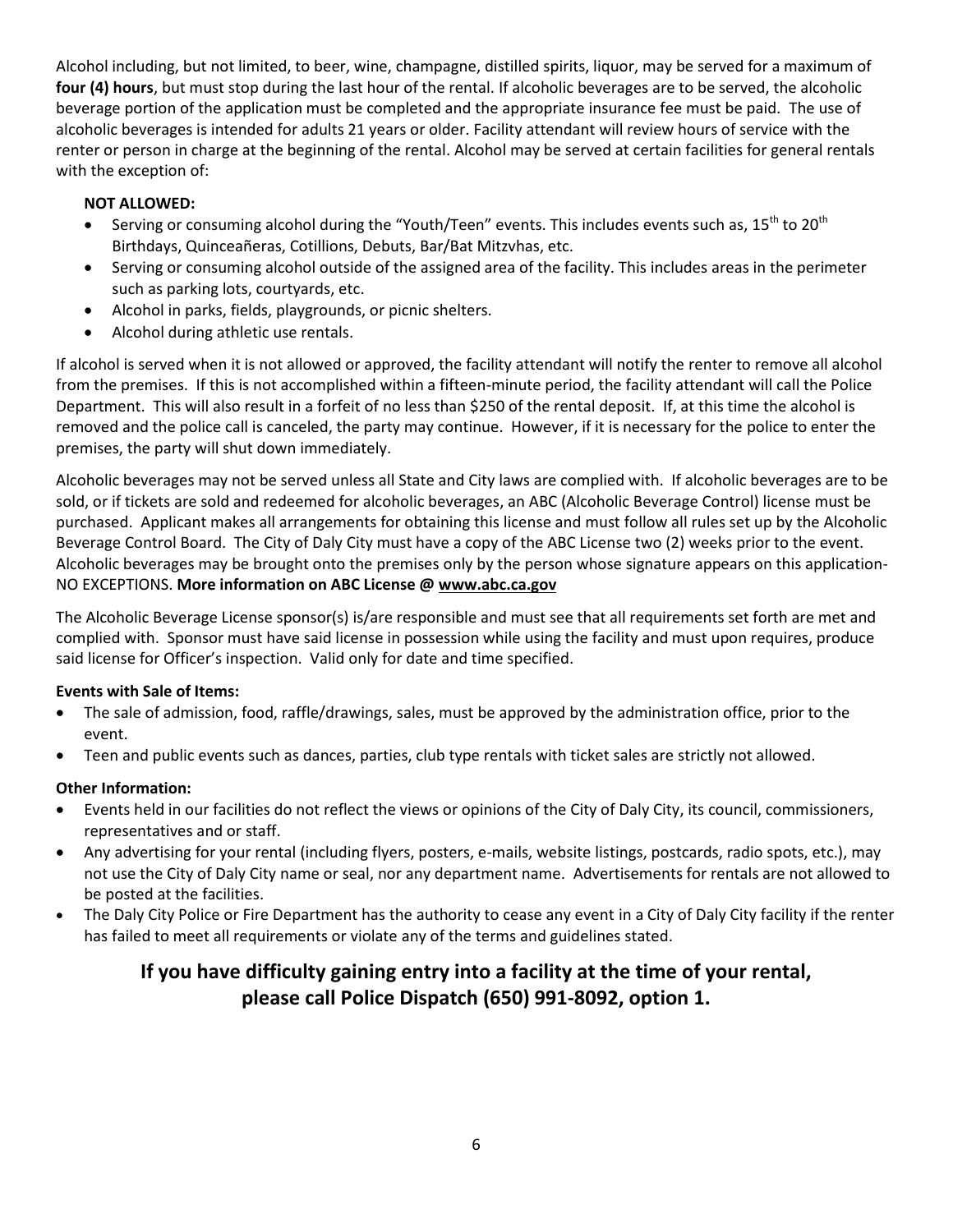Alcohol including, but not limited, to beer, wine, champagne, distilled spirits, liquor, may be served for a maximum of **four (4) hours**, but must stop during the last hour of the rental. If alcoholic beverages are to be served, the alcoholic beverage portion of the application must be completed and the appropriate insurance fee must be paid. The use of alcoholic beverages is intended for adults 21 years or older. Facility attendant will review hours of service with the renter or person in charge at the beginning of the rental. Alcohol may be served at certain facilities for general rentals with the exception of:

**NOT ALLOWED:**

- Serving or consuming alcohol during the "Youth/Teen" events. This includes events such as, 15th to 20th Birthdays, Quinceañeras, Cotillions, Debuts, Bar/Bat Mitzvhas, etc.
- Serving or consuming alcohol outside of the assigned area of the facility. This includes areas in the perimeter such as parking lots, courtyards, etc.
- Alcohol in parks, fields, playgrounds, or picnic shelters.
- Alcohol during athletic use rentals.

If alcohol is served when it is not allowed or approved, the facility attendant will notify the renter to remove all alcohol from the premises. If this is not accomplished within a fifteen-minute period, the facility attendant will call the Police Department. This will also result in a forfeit of no less than $250 of the rental deposit. If, at this time the alcohol is removed and the police call is canceled, the party may continue. However, if it is necessary for the police to enter the premises, the party will shut down immediately.

Alcoholic beverages may not be served unless all State and City laws are complied with. If alcoholic beverages are to be sold, or if tickets are sold and redeemed for alcoholic beverages, an ABC (Alcoholic Beverage Control) license must be purchased. Applicant makes all arrangements for obtaining this license and must follow all rules set up by the Alcoholic Beverage Control Board. The City of Daly City must have a copy of the ABC License two (2) weeks prior to the event. Alcoholic beverages may be brought onto the premises only by the person whose signature appears on this application- NO EXCEPTIONS. **More information on ABC License @ www.abc.ca.gov**

The Alcoholic Beverage License sponsor(s) is/are responsible and must see that all requirements set forth are met and complied with. Sponsor must have said license in possession while using the facility and must upon requires, produce said license for Officer's inspection. Valid only for date and time specified.

**Events with Sale of Items:**

- The sale of admission, food, raffle/drawings, sales, must be approved by the administration office, prior to the event.
- Teen and public events such as dances, parties, club type rentals with ticket sales are strictly not allowed.

**Other Information:**

- Events held in our facilities do not reflect the views or opinions of the City of Daly City, its council, commissioners, representatives and or staff.
- Any advertising for your rental (including flyers, posters, e-mails, website listings, postcards, radio spots, etc.), may not use the City of Daly City name or seal, nor any department name. Advertisements for rentals are not allowed to be posted at the facilities.
- The Daly City Police or Fire Department has the authority to cease any event in a City of Daly City facility if the renter has failed to meet all requirements or violate any of the terms and guidelines stated.

## If you have difficulty gaining entry into a facility at the time of your rental, please call Police Dispatch (650) 991-8092, option 1.